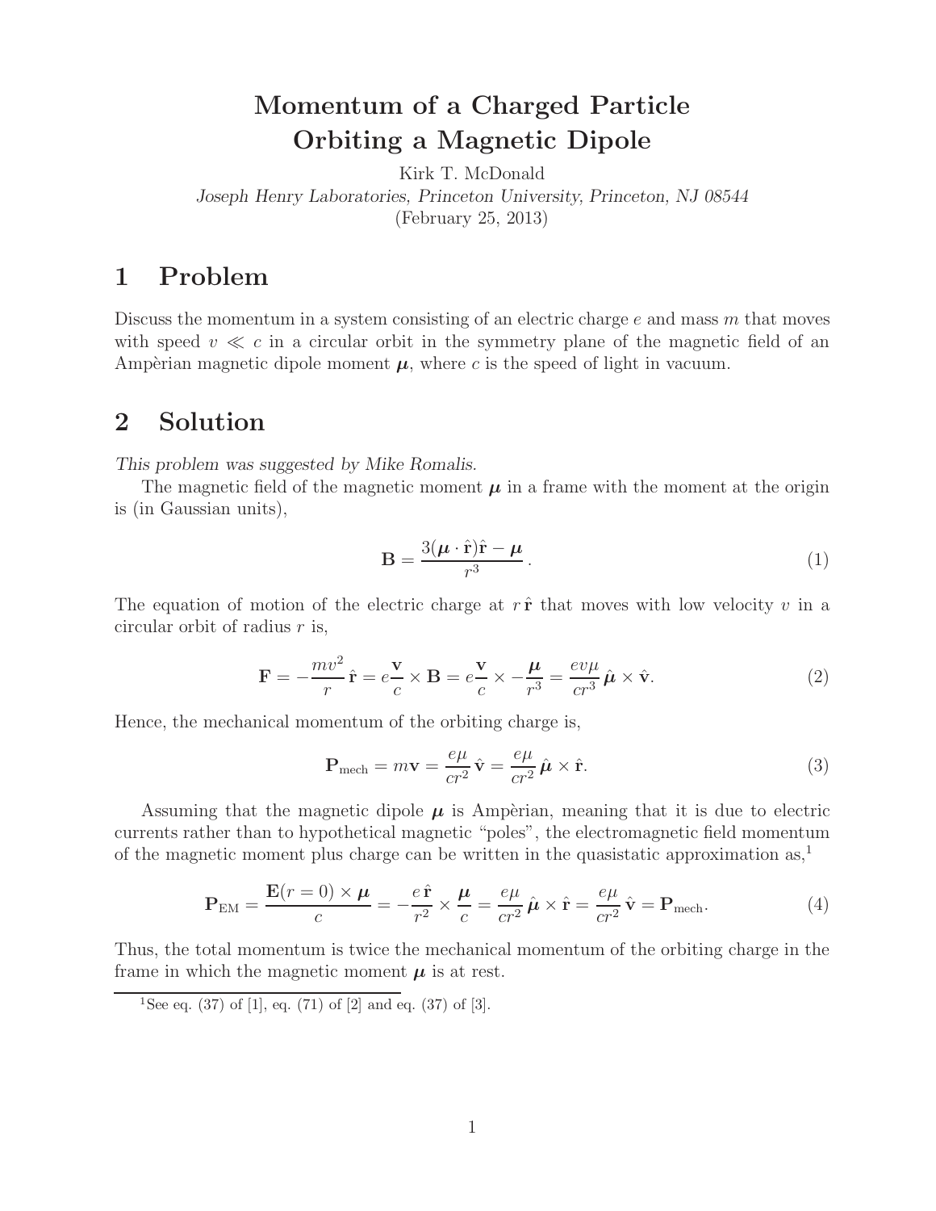# Momentum of a Charged Particle Orbiting a Magnetic Dipole

Kirk T. McDonald

*Joseph Henry Laboratories, Princeton University, Princeton, NJ 08544*

(February 25, 2013)

## 1 Problem

Discuss the momentum in a system consisting of an electric charge $e$ and mass $m$ that moves with speed $v \ll c$ in a circular orbit in the symmetry plane of the magnetic field of an Ampèrian magnetic dipole moment $\boldsymbol{\mu}$, where $c$ is the speed of light in vacuum.

## 2 Solution

*This problem was suggested by Mike Romalis.*

The magnetic field of the magnetic moment $\boldsymbol{\mu}$ in a frame with the moment at the origin is (in Gaussian units),

$$\mathbf{B} = \frac{3(\boldsymbol{\mu} \cdot \hat{\mathbf{r}})\hat{\mathbf{r}} - \boldsymbol{\mu}}{r^3}. \tag{1}$$

The equation of motion of the electric charge at $r\,\hat{\mathbf{r}}$ that moves with low velocity $v$ in a circular orbit of radius $r$ is,

$$\mathbf{F} = -\frac{mv^2}{r}\,\hat{\mathbf{r}} = e\frac{\mathbf{v}}{c} \times \mathbf{B} = e\frac{\mathbf{v}}{c} \times -\frac{\boldsymbol{\mu}}{r^3} = \frac{ev\mu}{cr^3}\,\hat{\boldsymbol{\mu}} \times \hat{\mathbf{v}}. \tag{2}$$

Hence, the mechanical momentum of the orbiting charge is,

$$\mathbf{P}_{\rm mech} = m\mathbf{v} = \frac{e\mu}{cr^2}\,\hat{\mathbf{v}} = \frac{e\mu}{cr^2}\,\hat{\boldsymbol{\mu}} \times \hat{\mathbf{r}}. \tag{3}$$

Assuming that the magnetic dipole $\boldsymbol{\mu}$ is Ampèrian, meaning that it is due to electric currents rather than to hypothetical magnetic "poles", the electromagnetic field momentum of the magnetic moment plus charge can be written in the quasistatic approximation as,[1]

$$\mathbf{P}_{\rm EM} = \frac{\mathbf{E}(r=0) \times \boldsymbol{\mu}}{c} = -\frac{e\,\hat{\mathbf{r}}}{r^2} \times \frac{\boldsymbol{\mu}}{c} = \frac{e\mu}{cr^2}\,\hat{\boldsymbol{\mu}} \times \hat{\mathbf{r}} = \frac{e\mu}{cr^2}\,\hat{\mathbf{v}} = \mathbf{P}_{\rm mech}. \tag{4}$$

Thus, the total momentum is twice the mechanical momentum of the orbiting charge in the frame in which the magnetic moment $\boldsymbol{\mu}$ is at rest.

[1] See eq. (37) of [1], eq. (71) of [2] and eq. (37) of [3].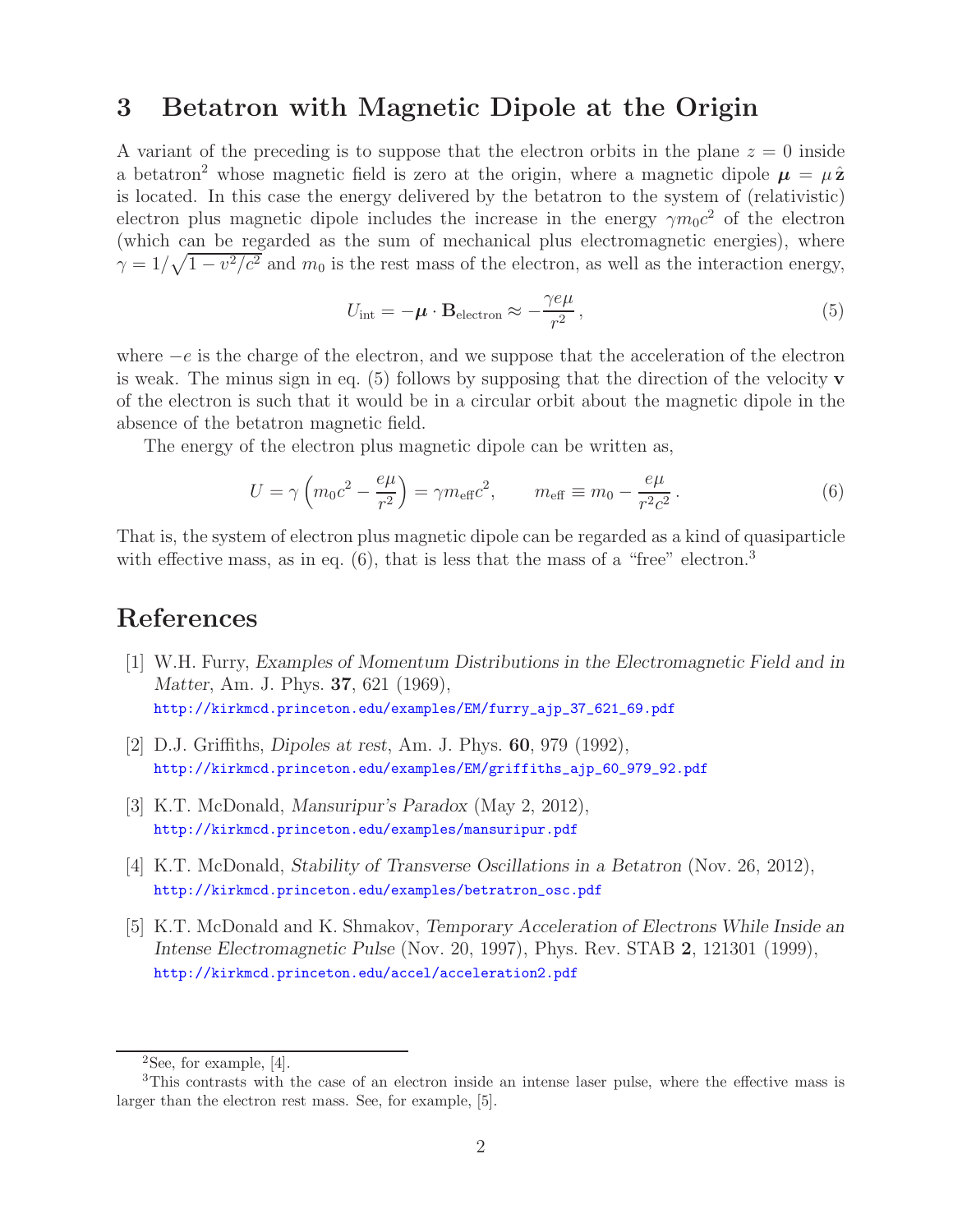## 3 Betatron with Magnetic Dipole at the Origin

A variant of the preceding is to suppose that the electron orbits in the plane $z = 0$ inside a betatron[2] whose magnetic field is zero at the origin, where a magnetic dipole $\boldsymbol{\mu} = \mu\,\hat{\mathbf{z}}$ is located. In this case the energy delivered by the betatron to the system of (relativistic) electron plus magnetic dipole includes the increase in the energy $\gamma m_0 c^2$ of the electron (which can be regarded as the sum of mechanical plus electromagnetic energies), where $\gamma = 1/\sqrt{1 - v^2/c^2}$ and $m_0$ is the rest mass of the electron, as well as the interaction energy,

$$U_{\rm int} = -\boldsymbol{\mu} \cdot \mathbf{B}_{\rm electron} \approx -\frac{\gamma e \mu}{r^2}\,, \tag{5}$$

where $-e$ is the charge of the electron, and we suppose that the acceleration of the electron is weak. The minus sign in eq. (5) follows by supposing that the direction of the velocity $\mathbf{v}$ of the electron is such that it would be in a circular orbit about the magnetic dipole in the absence of the betatron magnetic field.

The energy of the electron plus magnetic dipole can be written as,

$$U = \gamma \left( m_0 c^2 - \frac{e\mu}{r^2} \right) = \gamma m_{\rm eff} c^2, \qquad m_{\rm eff} \equiv m_0 - \frac{e\mu}{r^2 c^2}\,. \tag{6}$$

That is, the system of electron plus magnetic dipole can be regarded as a kind of quasiparticle with effective mass, as in eq. (6), that is less that the mass of a "free" electron.[3]

## References

[1] W.H. Furry, *Examples of Momentum Distributions in the Electromagnetic Field and in Matter*, Am. J. Phys. **37**, 621 (1969),
http://kirkmcd.princeton.edu/examples/EM/furry_ajp_37_621_69.pdf

[2] D.J. Griffiths, *Dipoles at rest*, Am. J. Phys. **60**, 979 (1992),
http://kirkmcd.princeton.edu/examples/EM/griffiths_ajp_60_979_92.pdf

[3] K.T. McDonald, *Mansuripur's Paradox* (May 2, 2012),
http://kirkmcd.princeton.edu/examples/mansuripur.pdf

[4] K.T. McDonald, *Stability of Transverse Oscillations in a Betatron* (Nov. 26, 2012),
http://kirkmcd.princeton.edu/examples/betratron_osc.pdf

[5] K.T. McDonald and K. Shmakov, *Temporary Acceleration of Electrons While Inside an Intense Electromagnetic Pulse* (Nov. 20, 1997), Phys. Rev. STAB **2**, 121301 (1999),
http://kirkmcd.princeton.edu/accel/acceleration2.pdf

---

[2] See, for example, [4].

[3] This contrasts with the case of an electron inside an intense laser pulse, where the effective mass is larger than the electron rest mass. See, for example, [5].